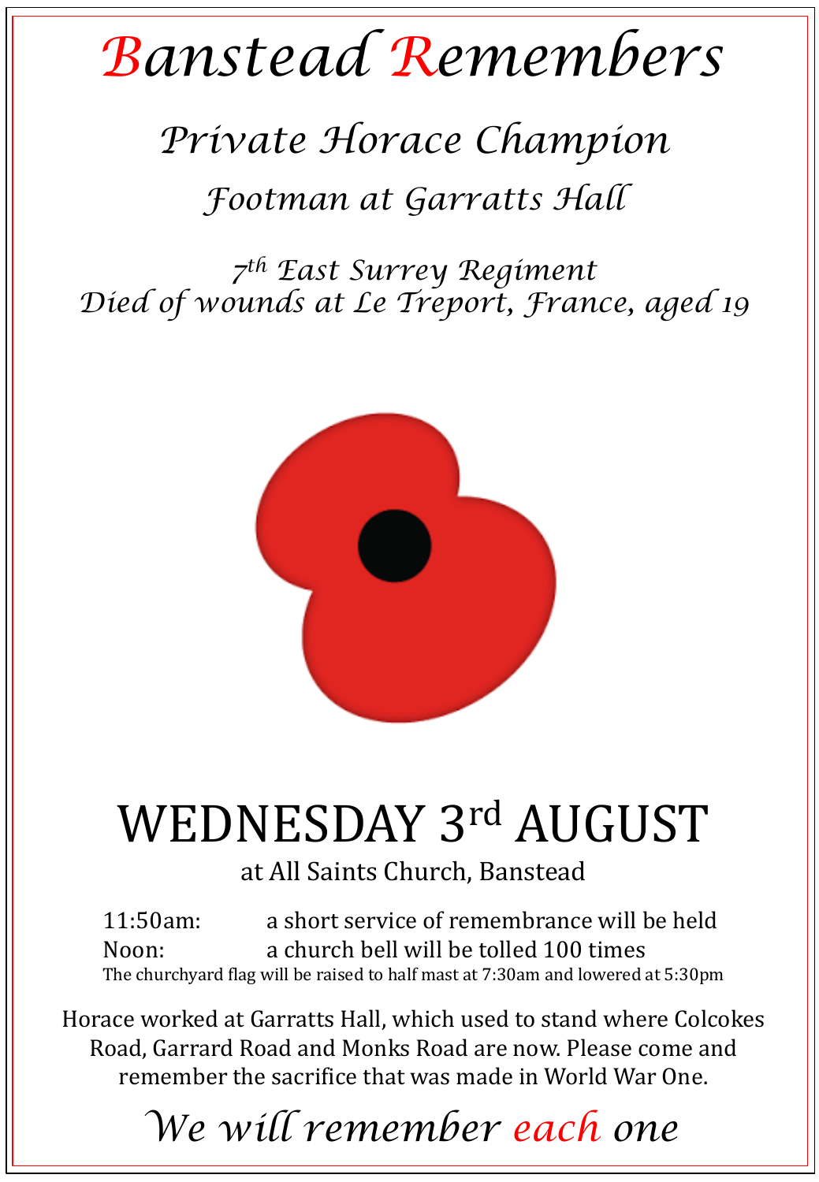# *Banstead Remembers*

## *Private Horace Champion*

### *Footman at Garratts Hall*

*7th East Surrey Regiment*
*Died of wounds at Le Treport, France, aged 19*

# WEDNESDAY 3rd AUGUST

at All Saints Church, Banstead

11:50am: a short service of remembrance will be held
Noon: a church bell will be tolled 100 times
The churchyard flag will be raised to half mast at 7:30am and lowered at 5:30pm

Horace worked at Garratts Hall, which used to stand where Colcokes Road, Garrard Road and Monks Road are now. Please come and remember the sacrifice that was made in World War One.

*We will remember each one*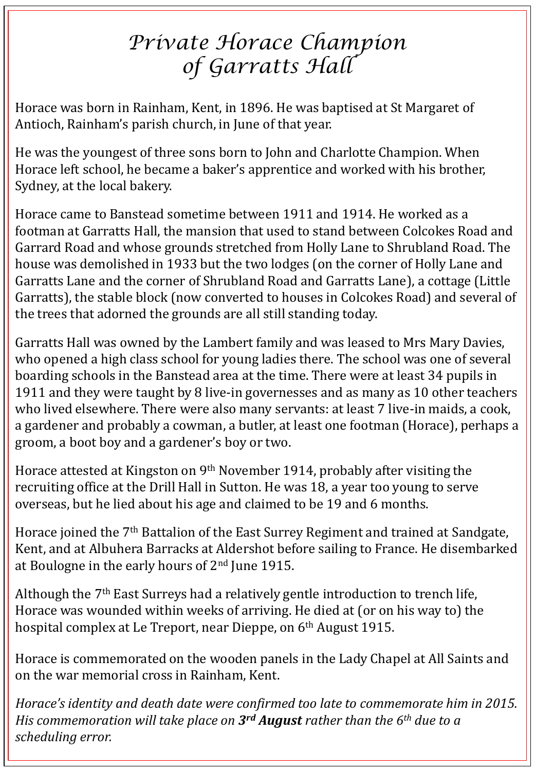# *Private Horace Champion of Garratts Hall*

Horace was born in Rainham, Kent, in 1896. He was baptised at St Margaret of Antioch, Rainham's parish church, in June of that year.

He was the youngest of three sons born to John and Charlotte Champion. When Horace left school, he became a baker's apprentice and worked with his brother, Sydney, at the local bakery.

Horace came to Banstead sometime between 1911 and 1914. He worked as a footman at Garratts Hall, the mansion that used to stand between Colcokes Road and Garrard Road and whose grounds stretched from Holly Lane to Shrubland Road. The house was demolished in 1933 but the two lodges (on the corner of Holly Lane and Garratts Lane and the corner of Shrubland Road and Garratts Lane), a cottage (Little Garratts), the stable block (now converted to houses in Colcokes Road) and several of the trees that adorned the grounds are all still standing today.

Garratts Hall was owned by the Lambert family and was leased to Mrs Mary Davies, who opened a high class school for young ladies there. The school was one of several boarding schools in the Banstead area at the time. There were at least 34 pupils in 1911 and they were taught by 8 live-in governesses and as many as 10 other teachers who lived elsewhere. There were also many servants: at least 7 live-in maids, a cook, a gardener and probably a cowman, a butler, at least one footman (Horace), perhaps a groom, a boot boy and a gardener's boy or two.

Horace attested at Kingston on 9th November 1914, probably after visiting the recruiting office at the Drill Hall in Sutton. He was 18, a year too young to serve overseas, but he lied about his age and claimed to be 19 and 6 months.

Horace joined the 7th Battalion of the East Surrey Regiment and trained at Sandgate, Kent, and at Albuhera Barracks at Aldershot before sailing to France. He disembarked at Boulogne in the early hours of 2nd June 1915.

Although the 7th East Surreys had a relatively gentle introduction to trench life, Horace was wounded within weeks of arriving. He died at (or on his way to) the hospital complex at Le Treport, near Dieppe, on 6th August 1915.

Horace is commemorated on the wooden panels in the Lady Chapel at All Saints and on the war memorial cross in Rainham, Kent.

*Horace's identity and death date were confirmed too late to commemorate him in 2015. His commemoration will take place on **3rd August** rather than the 6th due to a scheduling error.*